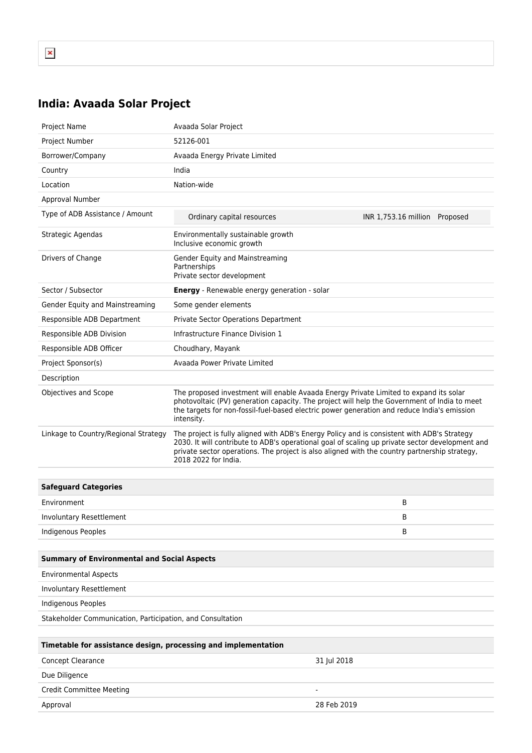# India: Avaada Solar Project

| | |
|---|---|
| Project Name | Avaada Solar Project |
| Project Number | 52126-001 |
| Borrower/Company | Avaada Energy Private Limited |
| Country | India |
| Location | Nation-wide |
| Approval Number | |
| Type of ADB Assistance / Amount | Ordinary capital resources — INR 1,753.16 million — Proposed |
| Strategic Agendas | Environmentally sustainable growth<br>Inclusive economic growth |
| Drivers of Change | Gender Equity and Mainstreaming<br>Partnerships<br>Private sector development |
| Sector / Subsector | **Energy** - Renewable energy generation - solar |
| Gender Equity and Mainstreaming | Some gender elements |
| Responsible ADB Department | Private Sector Operations Department |
| Responsible ADB Division | Infrastructure Finance Division 1 |
| Responsible ADB Officer | Choudhary, Mayank |
| Project Sponsor(s) | Avaada Power Private Limited |
| Description | |
| Objectives and Scope | The proposed investment will enable Avaada Energy Private Limited to expand its solar photovoltaic (PV) generation capacity. The project will help the Government of India to meet the targets for non-fossil-fuel-based electric power generation and reduce India's emission intensity. |
| Linkage to Country/Regional Strategy | The project is fully aligned with ADB's Energy Policy and is consistent with ADB's Strategy 2030. It will contribute to ADB's operational goal of scaling up private sector development and private sector operations. The project is also aligned with the country partnership strategy, 2018 2022 for India. |

| **Safeguard Categories** | |
|---|---|
| Environment | B |
| Involuntary Resettlement | B |
| Indigenous Peoples | B |

| **Summary of Environmental and Social Aspects** |
|---|
| Environmental Aspects |
| Involuntary Resettlement |
| Indigenous Peoples |
| Stakeholder Communication, Participation, and Consultation |

| **Timetable for assistance design, processing and implementation** | |
|---|---|
| Concept Clearance | 31 Jul 2018 |
| Due Diligence | |
| Credit Committee Meeting | - |
| Approval | 28 Feb 2019 |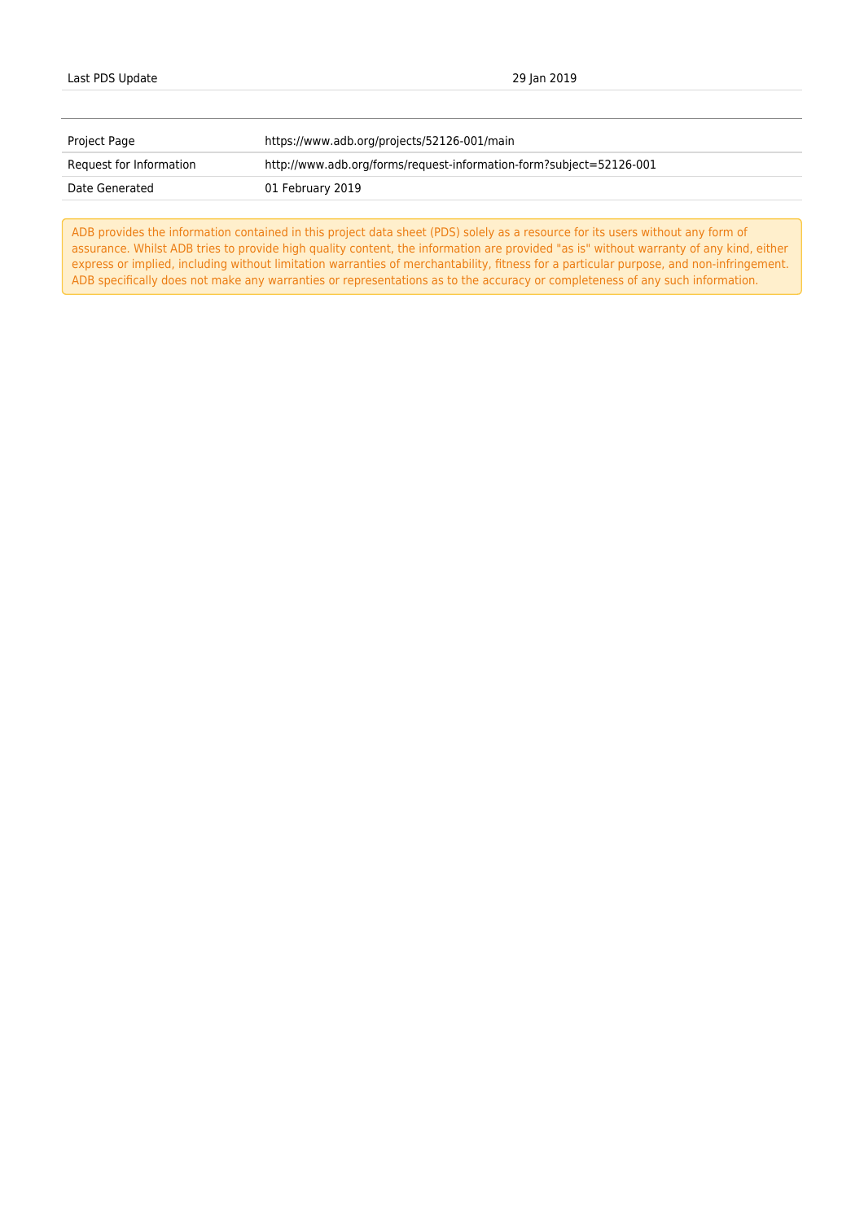| | |
|---|---|
| Last PDS Update | 29 Jan 2019 |

| | |
|---|---|
| Project Page | https://www.adb.org/projects/52126-001/main |
| Request for Information | http://www.adb.org/forms/request-information-form?subject=52126-001 |
| Date Generated | 01 February 2019 |

ADB provides the information contained in this project data sheet (PDS) solely as a resource for its users without any form of assurance. Whilst ADB tries to provide high quality content, the information are provided "as is" without warranty of any kind, either express or implied, including without limitation warranties of merchantability, fitness for a particular purpose, and non-infringement. ADB specifically does not make any warranties or representations as to the accuracy or completeness of any such information.